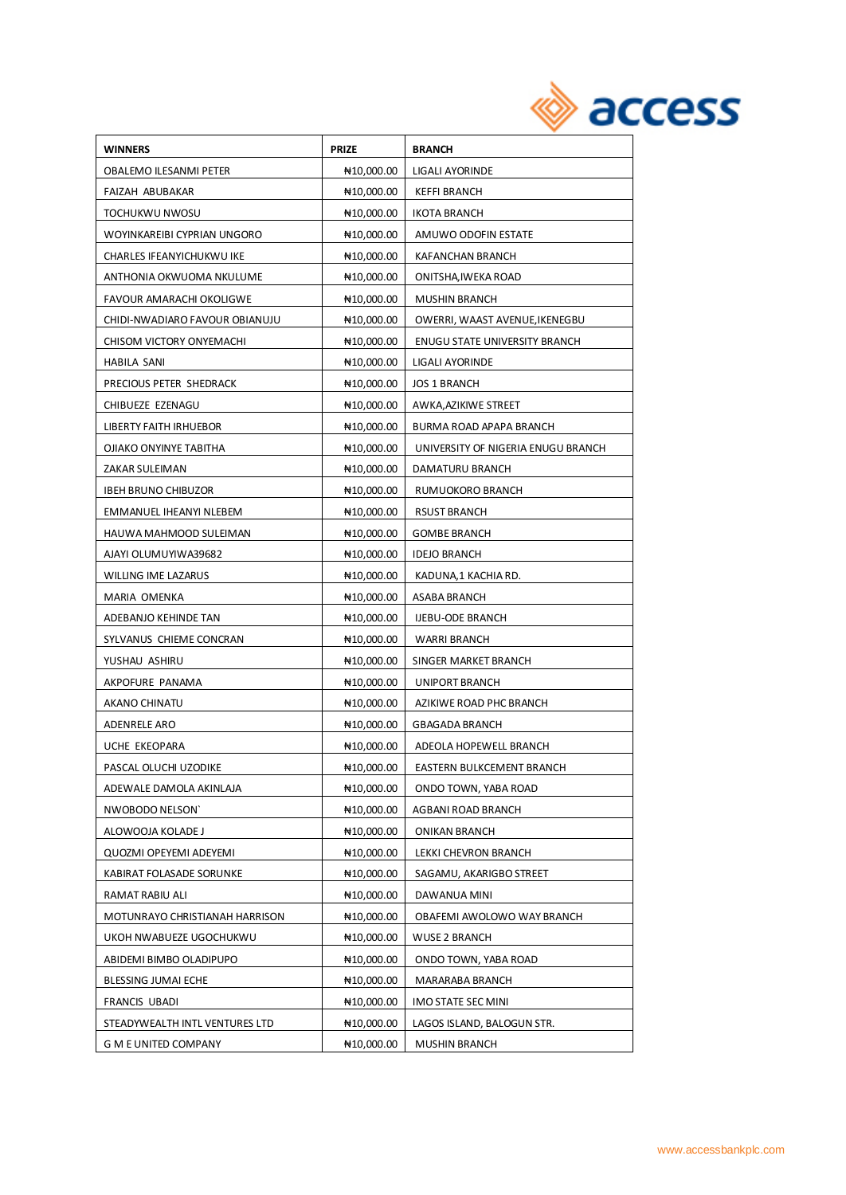| WINNERS | PRIZE | BRANCH |
|---|---|---|
| OBALEMO ILESANMI PETER | ₦10,000.00 | LIGALI AYORINDE |
| FAIZAH ABUBAKAR | ₦10,000.00 | KEFFI BRANCH |
| TOCHUKWU NWOSU | ₦10,000.00 | IKOTA BRANCH |
| WOYINKAREIBI CYPRIAN UNGORO | ₦10,000.00 | AMUWO ODOFIN ESTATE |
| CHARLES IFEANYICHUKWU IKE | ₦10,000.00 | KAFANCHAN BRANCH |
| ANTHONIA OKWUOMA NKULUME | ₦10,000.00 | ONITSHA,IWEKA ROAD |
| FAVOUR AMARACHI OKOLIGWE | ₦10,000.00 | MUSHIN BRANCH |
| CHIDI-NWADIARO FAVOUR OBIANUJU | ₦10,000.00 | OWERRI, WAAST AVENUE,IKENEGBU |
| CHISOM VICTORY ONYEMACHI | ₦10,000.00 | ENUGU STATE UNIVERSITY BRANCH |
| HABILA SANI | ₦10,000.00 | LIGALI AYORINDE |
| PRECIOUS PETER SHEDRACK | ₦10,000.00 | JOS 1 BRANCH |
| CHIBUEZE EZENAGU | ₦10,000.00 | AWKA,AZIKIWE STREET |
| LIBERTY FAITH IRHUEBOR | ₦10,000.00 | BURMA ROAD APAPA BRANCH |
| OJIAKO ONYINYE TABITHA | ₦10,000.00 | UNIVERSITY OF NIGERIA ENUGU BRANCH |
| ZAKAR SULEIMAN | ₦10,000.00 | DAMATURU BRANCH |
| IBEH BRUNO CHIBUZOR | ₦10,000.00 | RUMUOKORO BRANCH |
| EMMANUEL IHEANYI NLEBEM | ₦10,000.00 | RSUST BRANCH |
| HAUWA MAHMOOD SULEIMAN | ₦10,000.00 | GOMBE BRANCH |
| AJAYI OLUMUYIWA39682 | ₦10,000.00 | IDEJO BRANCH |
| WILLING IME LAZARUS | ₦10,000.00 | KADUNA,1 KACHIA RD. |
| MARIA OMENKA | ₦10,000.00 | ASABA BRANCH |
| ADEBANJO KEHINDE TAN | ₦10,000.00 | IJEBU-ODE BRANCH |
| SYLVANUS CHIEME CONCRAN | ₦10,000.00 | WARRI BRANCH |
| YUSHAU ASHIRU | ₦10,000.00 | SINGER MARKET BRANCH |
| AKPOFURE PANAMA | ₦10,000.00 | UNIPORT BRANCH |
| AKANO CHINATU | ₦10,000.00 | AZIKIWE ROAD PHC BRANCH |
| ADENRELE ARO | ₦10,000.00 | GBAGADA BRANCH |
| UCHE EKEOPARA | ₦10,000.00 | ADEOLA HOPEWELL BRANCH |
| PASCAL OLUCHI UZODIKE | ₦10,000.00 | EASTERN BULKCEMENT BRANCH |
| ADEWALE DAMOLA AKINLAJA | ₦10,000.00 | ONDO TOWN, YABA ROAD |
| NWOBODO NELSON` | ₦10,000.00 | AGBANI ROAD BRANCH |
| ALOWOOJA KOLADE J | ₦10,000.00 | ONIKAN BRANCH |
| QUOZMI OPEYEMI ADEYEMI | ₦10,000.00 | LEKKI CHEVRON BRANCH |
| KABIRAT FOLASADE SORUNKE | ₦10,000.00 | SAGAMU, AKARIGBO STREET |
| RAMAT RABIU ALI | ₦10,000.00 | DAWANUA MINI |
| MOTUNRAYO CHRISTIANAH HARRISON | ₦10,000.00 | OBAFEMI AWOLOWO WAY BRANCH |
| UKOH NWABUEZE UGOCHUKWU | ₦10,000.00 | WUSE 2 BRANCH |
| ABIDEMI BIMBO OLADIPUPO | ₦10,000.00 | ONDO TOWN, YABA ROAD |
| BLESSING JUMAI ECHE | ₦10,000.00 | MARARABA BRANCH |
| FRANCIS UBADI | ₦10,000.00 | IMO STATE SEC MINI |
| STEADYWEALTH INTL VENTURES LTD | ₦10,000.00 | LAGOS ISLAND, BALOGUN STR. |
| G M E UNITED COMPANY | ₦10,000.00 | MUSHIN BRANCH |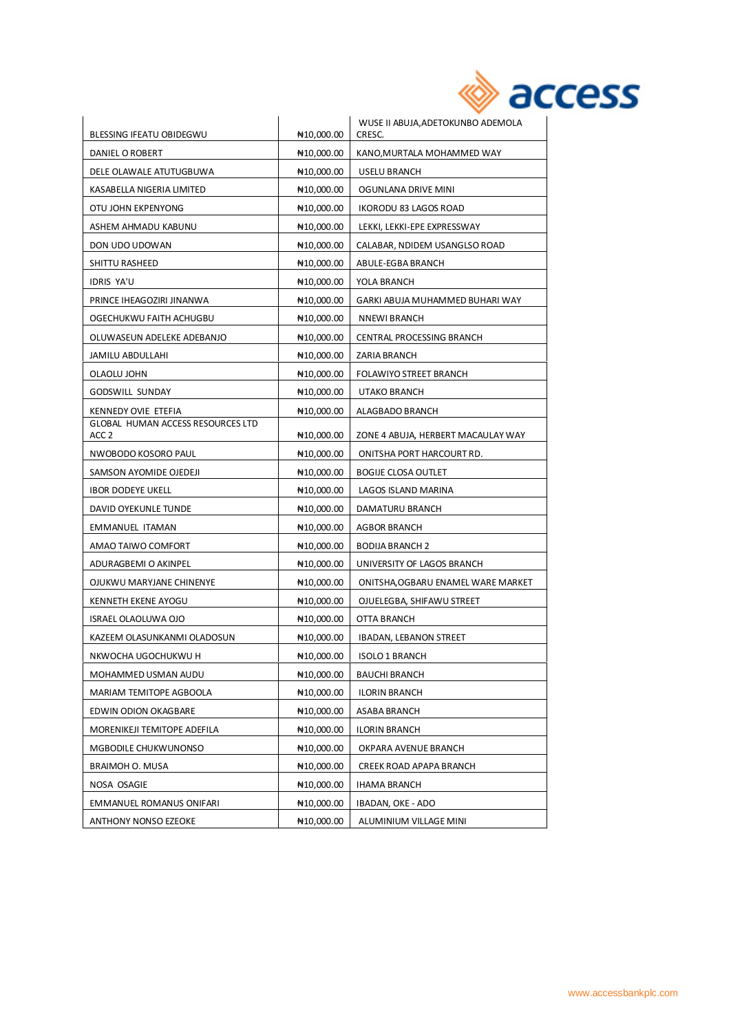| | | |
|---|---|---|
| BLESSING IFEATU OBIDEGWU | ₦10,000.00 | WUSE II ABUJA,ADETOKUNBO ADEMOLA CRESC. |
| DANIEL O ROBERT | ₦10,000.00 | KANO,MURTALA MOHAMMED WAY |
| DELE OLAWALE ATUTUGBUWA | ₦10,000.00 | USELU BRANCH |
| KASABELLA NIGERIA LIMITED | ₦10,000.00 | OGUNLANA DRIVE MINI |
| OTU JOHN EKPENYONG | ₦10,000.00 | IKORODU 83 LAGOS ROAD |
| ASHEM AHMADU KABUNU | ₦10,000.00 | LEKKI, LEKKI-EPE EXPRESSWAY |
| DON UDO UDOWAN | ₦10,000.00 | CALABAR, NDIDEM USANGLSO ROAD |
| SHITTU RASHEED | ₦10,000.00 | ABULE-EGBA BRANCH |
| IDRIS YA'U | ₦10,000.00 | YOLA BRANCH |
| PRINCE IHEAGOZIRI JINANWA | ₦10,000.00 | GARKI ABUJA MUHAMMED BUHARI WAY |
| OGECHUKWU FAITH ACHUGBU | ₦10,000.00 | NNEWI BRANCH |
| OLUWASEUN ADELEKE ADEBANJO | ₦10,000.00 | CENTRAL PROCESSING BRANCH |
| JAMILU ABDULLAHI | ₦10,000.00 | ZARIA BRANCH |
| OLAOLU JOHN | ₦10,000.00 | FOLAWIYO STREET BRANCH |
| GODSWILL SUNDAY | ₦10,000.00 | UTAKO BRANCH |
| KENNEDY OVIE ETEFIA | ₦10,000.00 | ALAGBADO BRANCH |
| GLOBAL HUMAN ACCESS RESOURCES LTD ACC 2 | ₦10,000.00 | ZONE 4 ABUJA, HERBERT MACAULAY WAY |
| NWOBODO KOSORO PAUL | ₦10,000.00 | ONITSHA PORT HARCOURT RD. |
| SAMSON AYOMIDE OJEDEJI | ₦10,000.00 | BOGIJE CLOSA OUTLET |
| IBOR DODEYE UKELL | ₦10,000.00 | LAGOS ISLAND MARINA |
| DAVID OYEKUNLE TUNDE | ₦10,000.00 | DAMATURU BRANCH |
| EMMANUEL ITAMAN | ₦10,000.00 | AGBOR BRANCH |
| AMAO TAIWO COMFORT | ₦10,000.00 | BODIJA BRANCH 2 |
| ADURAGBEMI O AKINPEL | ₦10,000.00 | UNIVERSITY OF LAGOS BRANCH |
| OJUKWU MARYJANE CHINENYE | ₦10,000.00 | ONITSHA,OGBARU ENAMEL WARE MARKET |
| KENNETH EKENE AYOGU | ₦10,000.00 | OJUELEGBA, SHIFAWU STREET |
| ISRAEL OLAOLUWA OJO | ₦10,000.00 | OTTA BRANCH |
| KAZEEM OLASUNKANMI OLADOSUN | ₦10,000.00 | IBADAN, LEBANON STREET |
| NKWOCHA UGOCHUKWU H | ₦10,000.00 | ISOLO 1 BRANCH |
| MOHAMMED USMAN AUDU | ₦10,000.00 | BAUCHI BRANCH |
| MARIAM TEMITOPE AGBOOLA | ₦10,000.00 | ILORIN BRANCH |
| EDWIN ODION OKAGBARE | ₦10,000.00 | ASABA BRANCH |
| MORENIKEJI TEMITOPE ADEFILA | ₦10,000.00 | ILORIN BRANCH |
| MGBODILE CHUKWUNONSO | ₦10,000.00 | OKPARA AVENUE BRANCH |
| BRAIMOH O. MUSA | ₦10,000.00 | CREEK ROAD APAPA BRANCH |
| NOSA OSAGIE | ₦10,000.00 | IHAMA BRANCH |
| EMMANUEL ROMANUS ONIFARI | ₦10,000.00 | IBADAN, OKE - ADO |
| ANTHONY NONSO EZEOKE | ₦10,000.00 | ALUMINIUM VILLAGE MINI |